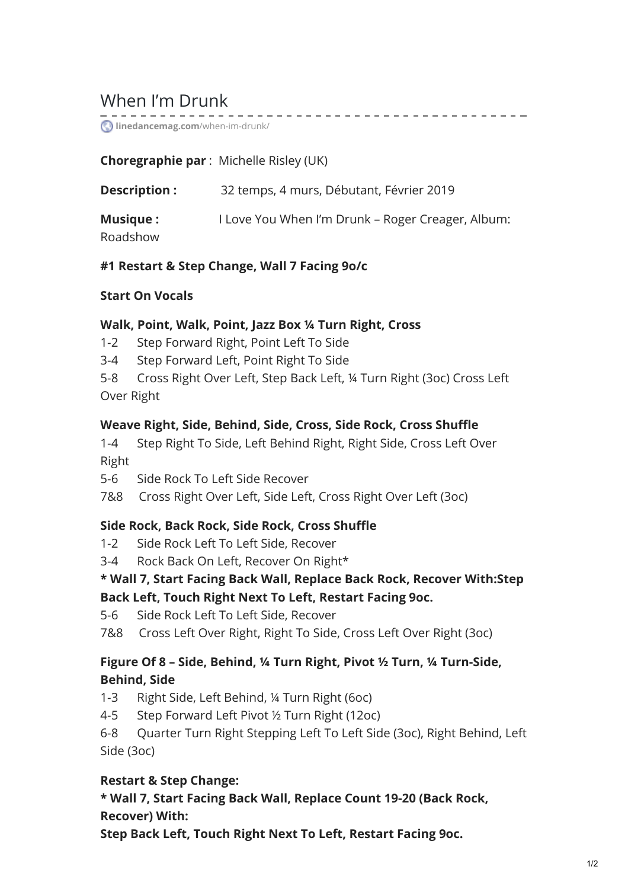# When I'm Drunk

linedancemag.com/when-im-drunk/

**Choregraphie par** : Michelle Risley (UK)

**Description :** 32 temps, 4 murs, Débutant, Février 2019

**Musique :** I Love You When I'm Drunk – Roger Creager, Album: Roadshow

**#1 Restart & Step Change, Wall 7 Facing 9o/c**

**Start On Vocals**

**Walk, Point, Walk, Point, Jazz Box ¼ Turn Right, Cross**

1-2 Step Forward Right, Point Left To Side

3-4 Step Forward Left, Point Right To Side

5-8 Cross Right Over Left, Step Back Left, ¼ Turn Right (3oc) Cross Left Over Right

**Weave Right, Side, Behind, Side, Cross, Side Rock, Cross Shuffle**

1-4 Step Right To Side, Left Behind Right, Right Side, Cross Left Over Right

5-6 Side Rock To Left Side Recover

7&8 Cross Right Over Left, Side Left, Cross Right Over Left (3oc)

**Side Rock, Back Rock, Side Rock, Cross Shuffle**

1-2 Side Rock Left To Left Side, Recover

3-4 Rock Back On Left, Recover On Right*

**\* Wall 7, Start Facing Back Wall, Replace Back Rock, Recover With:Step Back Left, Touch Right Next To Left, Restart Facing 9oc.**

5-6 Side Rock Left To Left Side, Recover

7&8 Cross Left Over Right, Right To Side, Cross Left Over Right (3oc)

**Figure Of 8 – Side, Behind, ¼ Turn Right, Pivot ½ Turn, ¼ Turn-Side, Behind, Side**

1-3 Right Side, Left Behind, ¼ Turn Right (6oc)

4-5 Step Forward Left Pivot ½ Turn Right (12oc)

6-8 Quarter Turn Right Stepping Left To Left Side (3oc), Right Behind, Left Side (3oc)

**Restart & Step Change:**

**\* Wall 7, Start Facing Back Wall, Replace Count 19-20 (Back Rock, Recover) With:**

**Step Back Left, Touch Right Next To Left, Restart Facing 9oc.**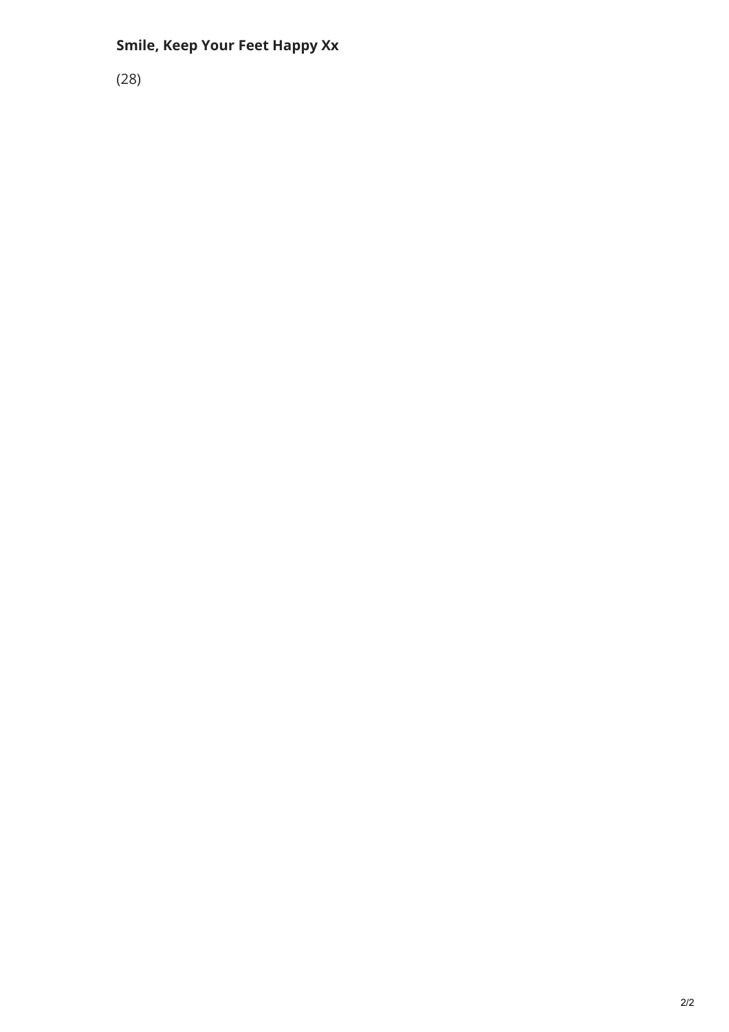**Smile, Keep Your Feet Happy Xx**

(28)